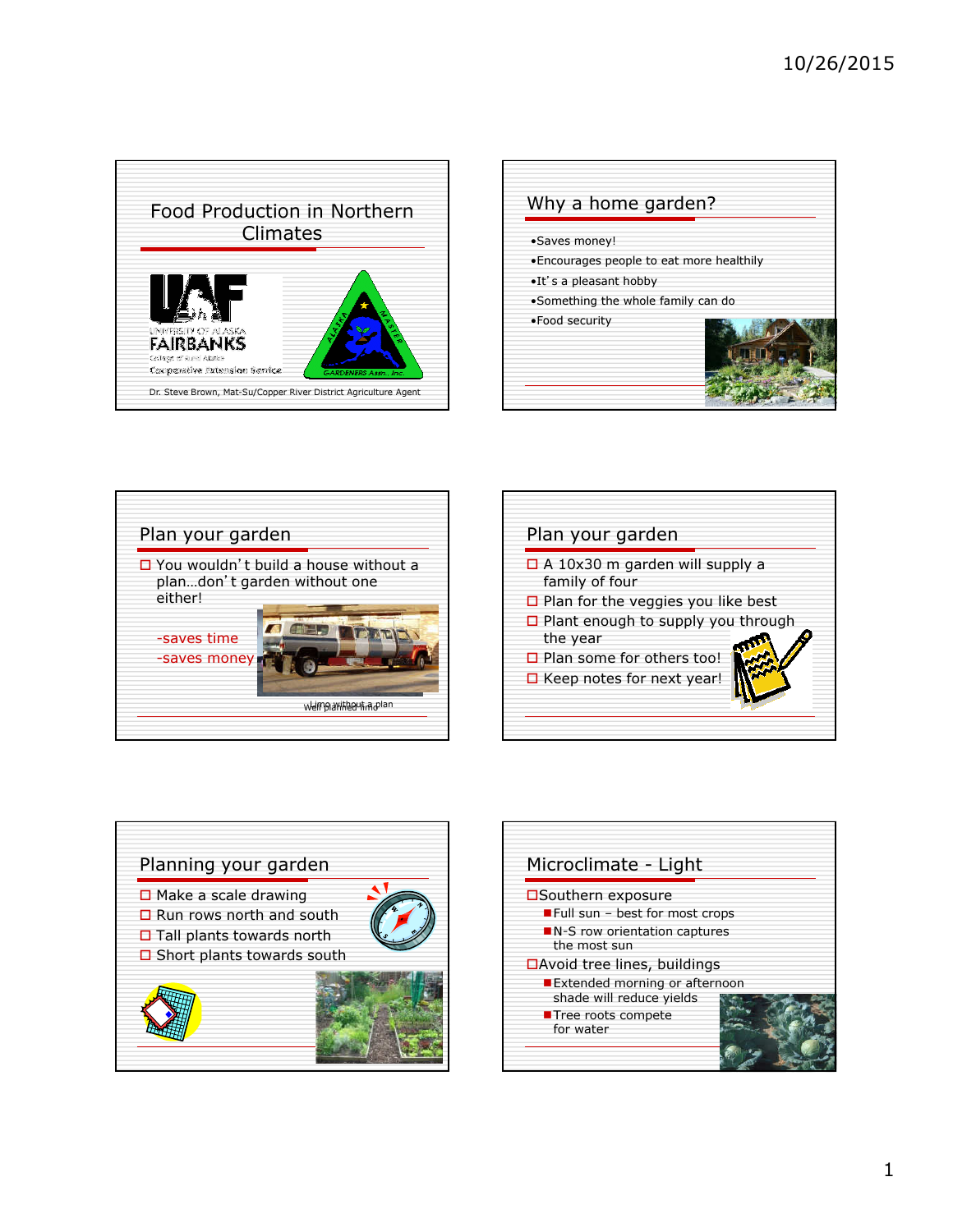## Food Production in Northern Climates

UAF UNIVERSITY OF ALASKA FAIRBANKS College of Rural Alaska Cooperative Extension Service

ALASKA MASTER GARDENERS Assn., Inc.

Dr. Steve Brown, Mat-Su/Copper River District Agriculture Agent

## Why a home garden?

- Saves money!
- Encourages people to eat more healthily
- It's a pleasant hobby
- Something the whole family can do
- Food security

## Plan your garden

- You wouldn't build a house without a plan…don't garden without one either!

-saves time
-saves money

Limo without a plan
Well planned limo

## Plan your garden

- A 10x30 m garden will supply a family of four
- Plan for the veggies you like best
- Plant enough to supply you through the year
- Plan some for others too!
- Keep notes for next year!

## Planning your garden

- Make a scale drawing
- Run rows north and south
- Tall plants towards north
- Short plants towards south

## Microclimate - Light

- Southern exposure
  - Full sun – best for most crops
  - N-S row orientation captures the most sun
- Avoid tree lines, buildings
  - Extended morning or afternoon shade will reduce yields
  - Tree roots compete for water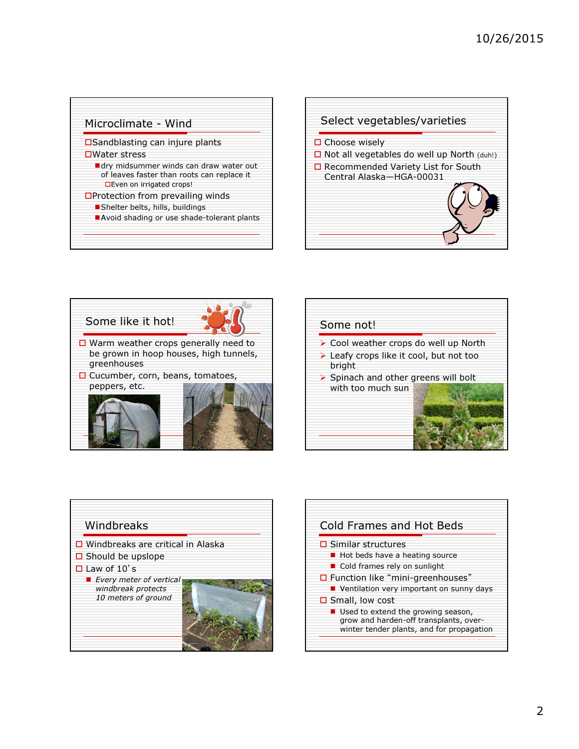## Microclimate - Wind

- Sandblasting can injure plants
- Water stress
  - dry midsummer winds can draw water out of leaves faster than roots can replace it
    - Even on irrigated crops!
- Protection from prevailing winds
  - Shelter belts, hills, buildings
  - Avoid shading or use shade-tolerant plants

## Select vegetables/varieties

- Choose wisely
- Not all vegetables do well up North (duh!)
- Recommended Variety List for South Central Alaska—HGA-00031

## Some like it hot!

- Warm weather crops generally need to be grown in hoop houses, high tunnels, greenhouses
- Cucumber, corn, beans, tomatoes, peppers, etc.

## Some not!

- Cool weather crops do well up North
- Leafy crops like it cool, but not too bright
- Spinach and other greens will bolt with too much sun

## Windbreaks

- Windbreaks are critical in Alaska
- Should be upslope
- Law of 10's
  - *Every meter of vertical windbreak protects 10 meters of ground*

## Cold Frames and Hot Beds

- Similar structures
  - Hot beds have a heating source
  - Cold frames rely on sunlight
- Function like "mini-greenhouses"
  - Ventilation very important on sunny days
- Small, low cost
  - Used to extend the growing season, grow and harden-off transplants, over-winter tender plants, and for propagation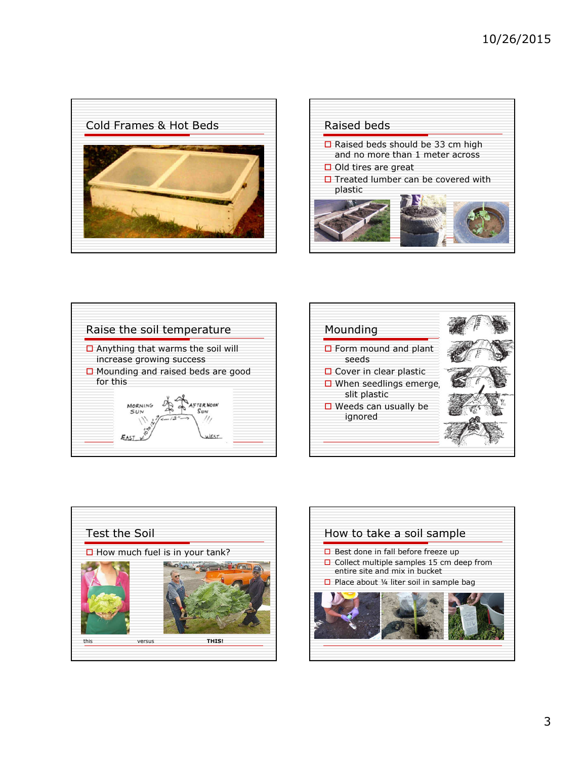## Cold Frames & Hot Beds

## Raised beds

- Raised beds should be 33 cm high and no more than 1 meter across
- Old tires are great
- Treated lumber can be covered with plastic

## Raise the soil temperature

- Anything that warms the soil will increase growing success
- Mounding and raised beds are good for this

## Mounding

- Form mound and plant seeds
- Cover in clear plastic
- When seedlings emerge, slit plastic
- Weeds can usually be ignored

## Test the Soil

- How much fuel is in your tank?

this versus **THIS!**

## How to take a soil sample

- Best done in fall before freeze up
- Collect multiple samples 15 cm deep from entire site and mix in bucket
- Place about ¼ liter soil in sample bag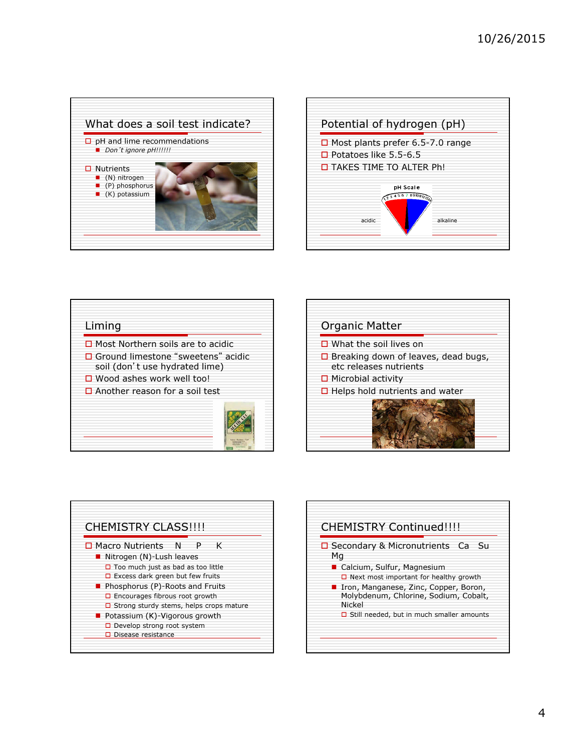## What does a soil test indicate?

- pH and lime recommendations
  - *Don't ignore pH!!!!!!*
- Nutrients
  - (N) nitrogen
  - (P) phosphorus
  - (K) potassium

## Potential of hydrogen (pH)

- Most plants prefer 6.5-7.0 range
- Potatoes like 5.5-6.5
- TAKES TIME TO ALTER Ph!

pH Scale

acidic alkaline

## Liming

- Most Northern soils are to acidic
- Ground limestone "sweetens" acidic soil (don't use hydrated lime)
- Wood ashes work well too!
- Another reason for a soil test

## Organic Matter

- What the soil lives on
- Breaking down of leaves, dead bugs, etc releases nutrients
- Microbial activity
- Helps hold nutrients and water

## CHEMISTRY CLASS!!!!

- Macro Nutrients N P K
  - Nitrogen (N)-Lush leaves
    - Too much just as bad as too little
    - Excess dark green but few fruits
  - Phosphorus (P)-Roots and Fruits
    - Encourages fibrous root growth
    - Strong sturdy stems, helps crops mature
  - Potassium (K)-Vigorous growth
    - Develop strong root system
    - Disease resistance

## CHEMISTRY Continued!!!!

- Secondary & Micronutrients Ca Su Mg
  - Calcium, Sulfur, Magnesium
    - Next most important for healthy growth
  - Iron, Manganese, Zinc, Copper, Boron, Molybdenum, Chlorine, Sodium, Cobalt, Nickel
    - Still needed, but in much smaller amounts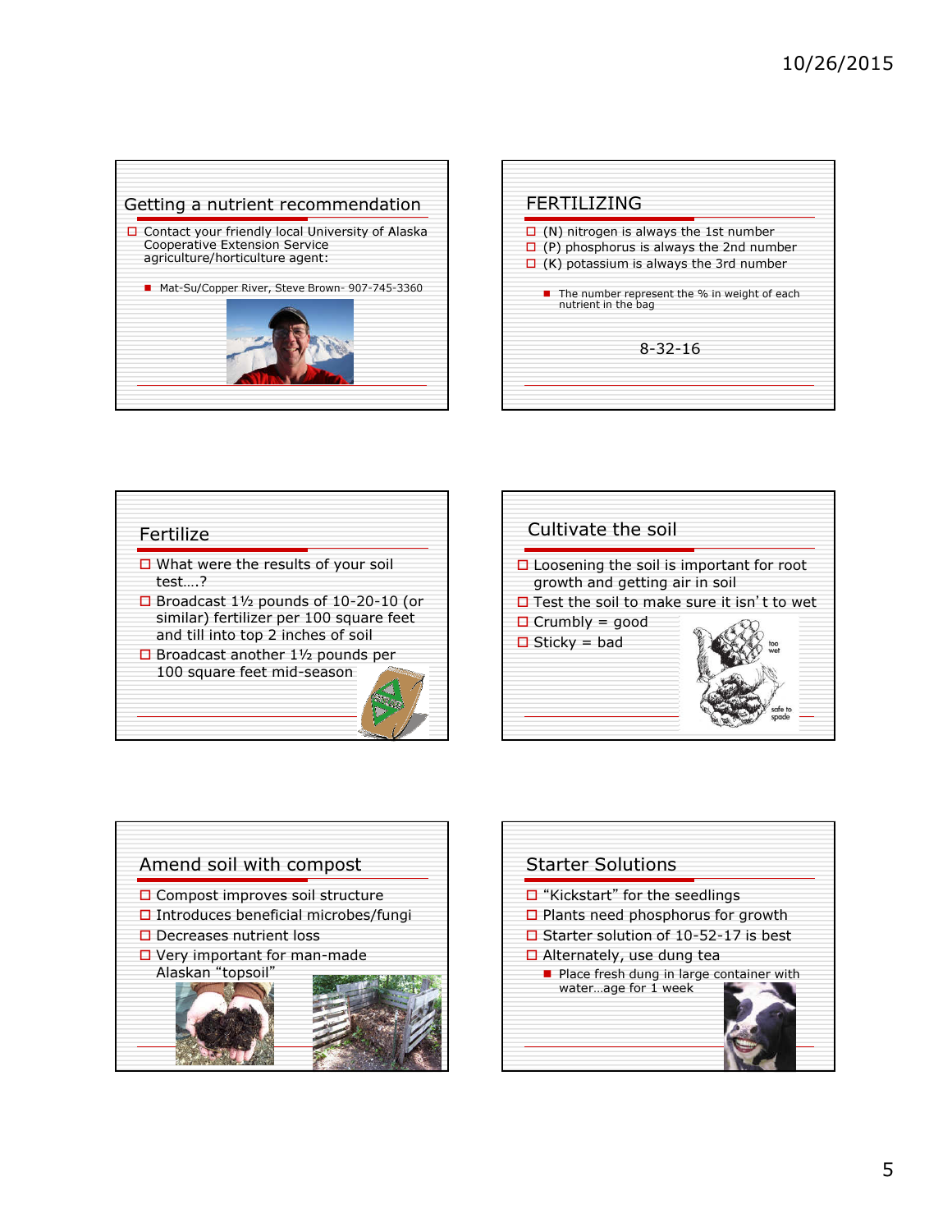## Getting a nutrient recommendation

- Contact your friendly local University of Alaska Cooperative Extension Service agriculture/horticulture agent:
  - Mat-Su/Copper River, Steve Brown- 907-745-3360

## FERTILIZING

- (N) nitrogen is always the 1st number
- (P) phosphorus is always the 2nd number
- (K) potassium is always the 3rd number
  - The number represent the % in weight of each nutrient in the bag

8-32-16

## Fertilize

- What were the results of your soil test….?
- Broadcast 1½ pounds of 10-20-10 (or similar) fertilizer per 100 square feet and till into top 2 inches of soil
- Broadcast another 1½ pounds per 100 square feet mid-season

## Cultivate the soil

- Loosening the soil is important for root growth and getting air in soil
- Test the soil to make sure it isn't to wet
- Crumbly = good
- Sticky = bad

too wet

safe to spade

## Amend soil with compost

- Compost improves soil structure
- Introduces beneficial microbes/fungi
- Decreases nutrient loss
- Very important for man-made Alaskan "topsoil"

## Starter Solutions

- "Kickstart" for the seedlings
- Plants need phosphorus for growth
- Starter solution of 10-52-17 is best
- Alternately, use dung tea
  - Place fresh dung in large container with water…age for 1 week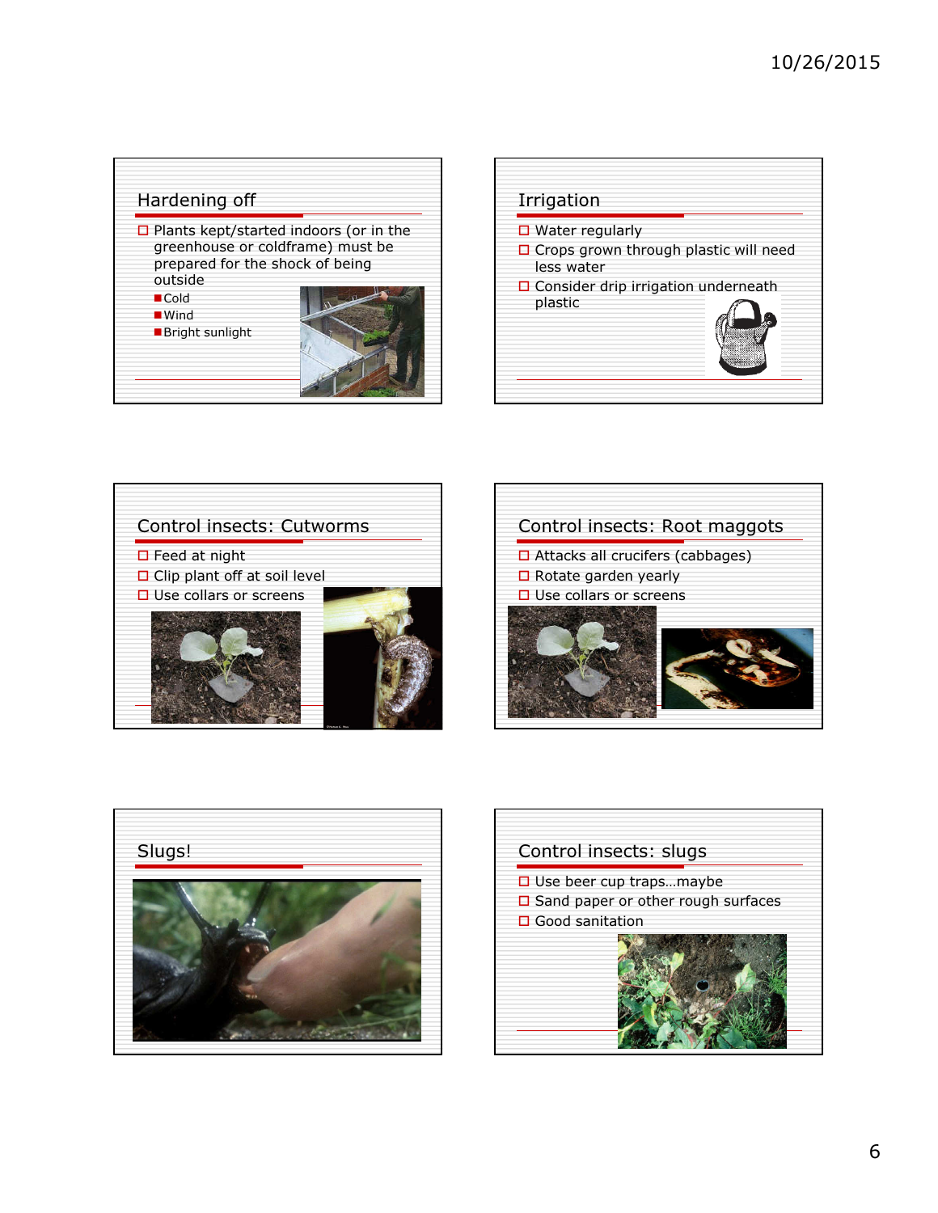## Hardening off

- Plants kept/started indoors (or in the greenhouse or coldframe) must be prepared for the shock of being outside
  - Cold
  - Wind
  - Bright sunlight

## Irrigation

- Water regularly
- Crops grown through plastic will need less water
- Consider drip irrigation underneath plastic

## Control insects: Cutworms

- Feed at night
- Clip plant off at soil level
- Use collars or screens

## Control insects: Root maggots

- Attacks all crucifers (cabbages)
- Rotate garden yearly
- Use collars or screens

## Slugs!

## Control insects: slugs

- Use beer cup traps…maybe
- Sand paper or other rough surfaces
- Good sanitation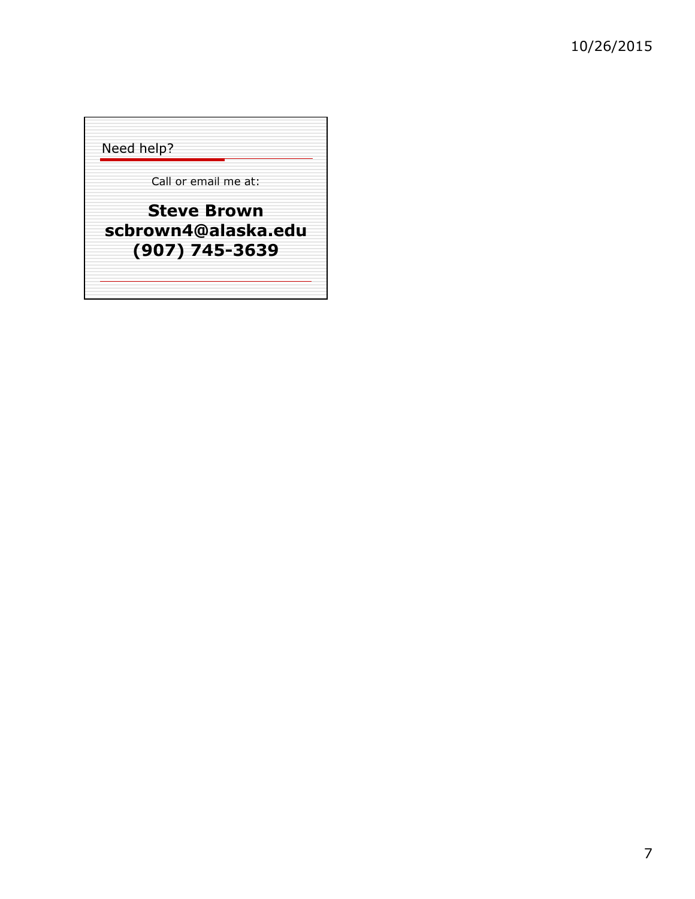## Need help?

Call or email me at:

**Steve Brown**
**scbrown4@alaska.edu**
**(907) 745-3639**